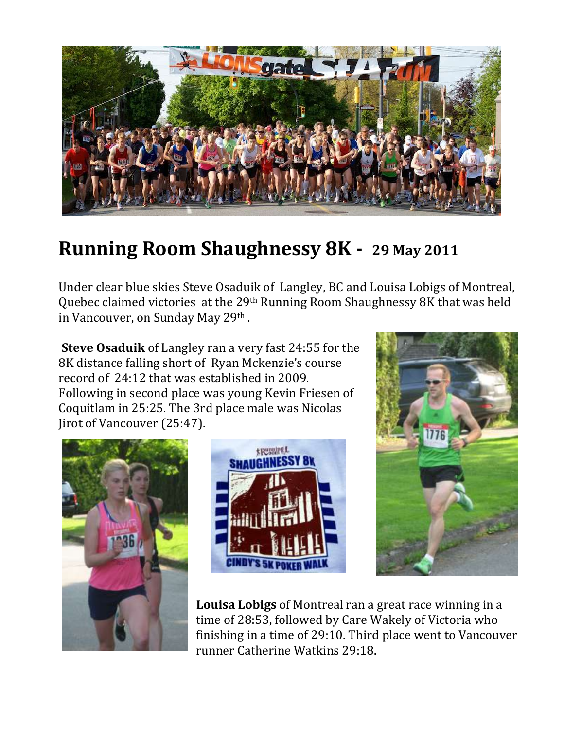# Running Room Shaughnessy 8K - 29 May 2011

Under clear blue skies Steve Osaduik of Langley, BC and Louisa Lobigs of Montreal, Quebec claimed victories at the 29th Running Room Shaughnessy 8K that was held in Vancouver, on Sunday May 29th .

**Steve Osaduik** of Langley ran a very fast 24:55 for the 8K distance falling short of Ryan Mckenzie's course record of 24:12 that was established in 2009. Following in second place was young Kevin Friesen of Coquitlam in 25:25. The 3rd place male was Nicolas Jirot of Vancouver (25:47).

**Louisa Lobigs** of Montreal ran a great race winning in a time of 28:53, followed by Care Wakely of Victoria who finishing in a time of 29:10. Third place went to Vancouver runner Catherine Watkins 29:18.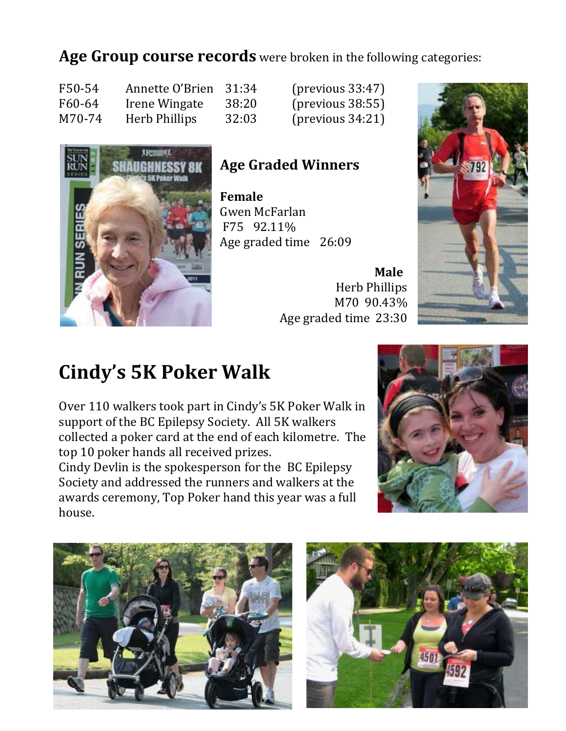**Age Group course records** were broken in the following categories:

| | | | |
|---|---|---|---|
| F50-54 | Annette O'Brien | 31:34 | (previous 33:47) |
| F60-64 | Irene Wingate | 38:20 | (previous 38:55) |
| M70-74 | Herb Phillips | 32:03 | (previous 34:21) |

### Age Graded Winners

**Female**
Gwen McFarlan
F75 92.11%
Age graded time 26:09

**Male**
Herb Phillips
M70 90.43%
Age graded time 23:30

## Cindy's 5K Poker Walk

Over 110 walkers took part in Cindy's 5K Poker Walk in support of the BC Epilepsy Society. All 5K walkers collected a poker card at the end of each kilometre. The top 10 poker hands all received prizes.
Cindy Devlin is the spokesperson for the BC Epilepsy Society and addressed the runners and walkers at the awards ceremony, Top Poker hand this year was a full house.